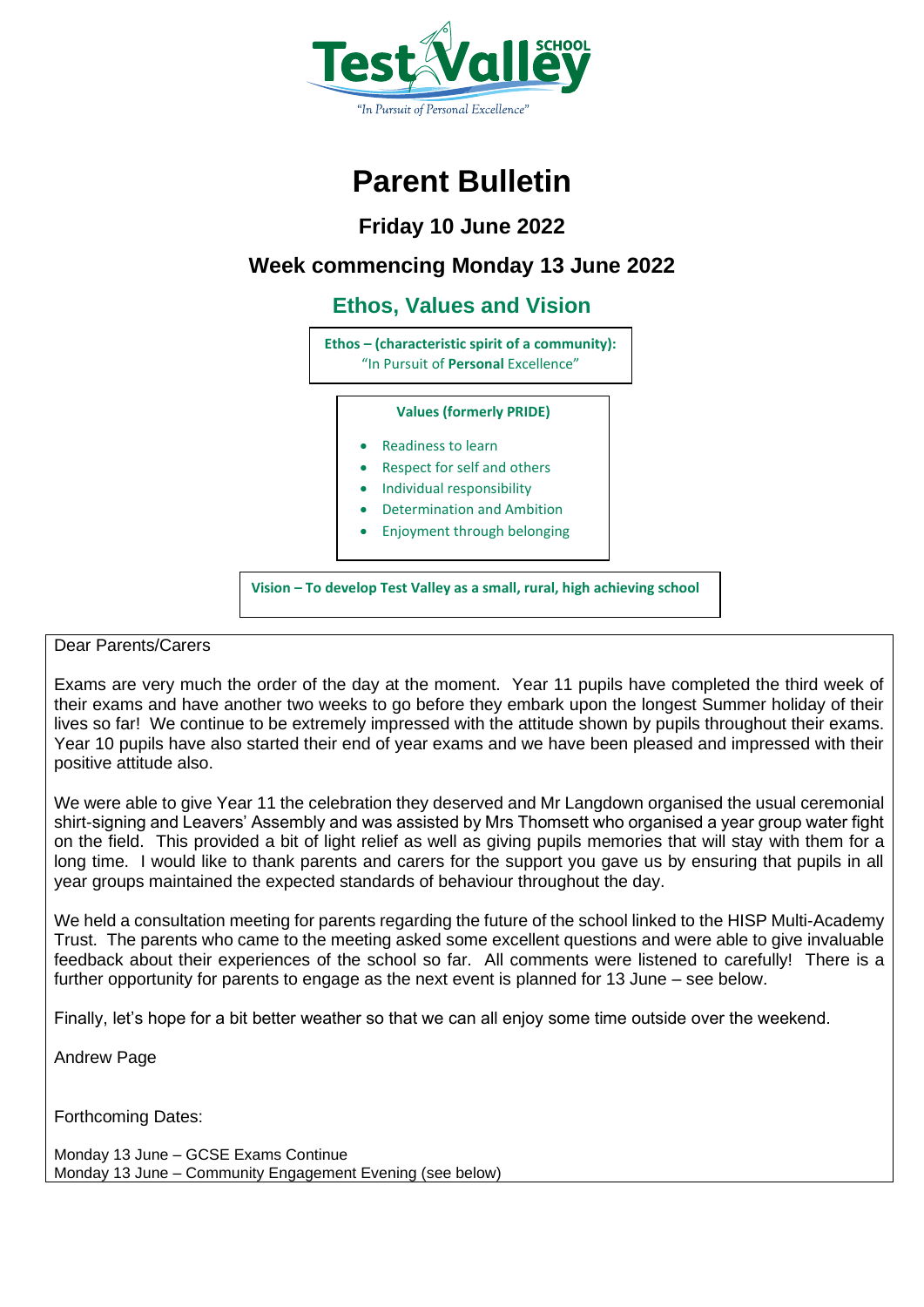Test Valley SCHOOL

"In Pursuit of Personal Excellence"

# Parent Bulletin

## Friday 10 June 2022

## Week commencing Monday 13 June 2022

## Ethos, Values and Vision

**Ethos – (characteristic spirit of a community):**
"In Pursuit of **Personal** Excellence"

**Values (formerly PRIDE)**

- Readiness to learn
- Respect for self and others
- Individual responsibility
- Determination and Ambition
- Enjoyment through belonging

**Vision – To develop Test Valley as a small, rural, high achieving school**

Dear Parents/Carers

Exams are very much the order of the day at the moment. Year 11 pupils have completed the third week of their exams and have another two weeks to go before they embark upon the longest Summer holiday of their lives so far! We continue to be extremely impressed with the attitude shown by pupils throughout their exams. Year 10 pupils have also started their end of year exams and we have been pleased and impressed with their positive attitude also.

We were able to give Year 11 the celebration they deserved and Mr Langdown organised the usual ceremonial shirt-signing and Leavers' Assembly and was assisted by Mrs Thomsett who organised a year group water fight on the field. This provided a bit of light relief as well as giving pupils memories that will stay with them for a long time. I would like to thank parents and carers for the support you gave us by ensuring that pupils in all year groups maintained the expected standards of behaviour throughout the day.

We held a consultation meeting for parents regarding the future of the school linked to the HISP Multi-Academy Trust. The parents who came to the meeting asked some excellent questions and were able to give invaluable feedback about their experiences of the school so far. All comments were listened to carefully! There is a further opportunity for parents to engage as the next event is planned for 13 June – see below.

Finally, let's hope for a bit better weather so that we can all enjoy some time outside over the weekend.

Andrew Page

Forthcoming Dates:

Monday 13 June – GCSE Exams Continue
Monday 13 June – Community Engagement Evening (see below)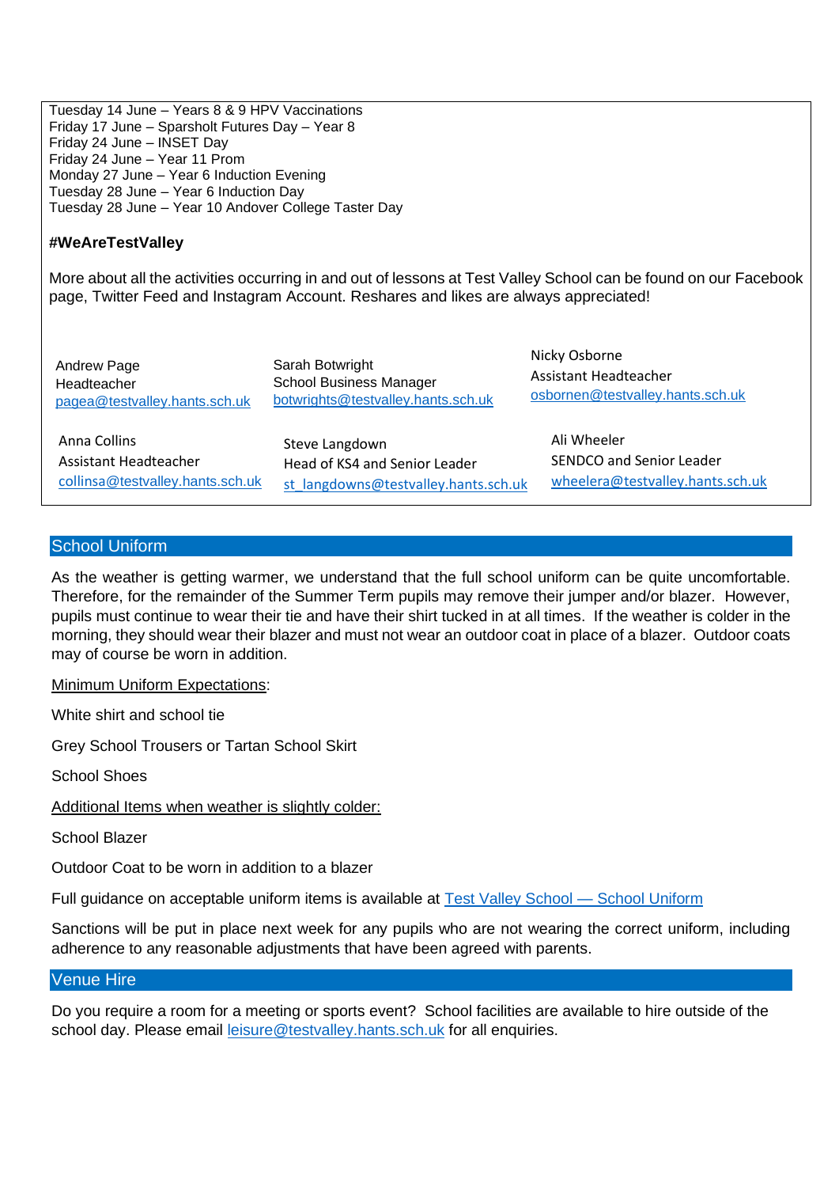Tuesday 14 June – Years 8 & 9 HPV Vaccinations
Friday 17 June – Sparsholt Futures Day – Year 8
Friday 24 June – INSET Day
Friday 24 June – Year 11 Prom
Monday 27 June – Year 6 Induction Evening
Tuesday 28 June – Year 6 Induction Day
Tuesday 28 June – Year 10 Andover College Taster Day

**#WeAreTestValley**

More about all the activities occurring in and out of lessons at Test Valley School can be found on our Facebook page, Twitter Feed and Instagram Account. Reshares and likes are always appreciated!

Andrew Page
Headteacher
pagea@testvalley.hants.sch.uk

Sarah Botwright
School Business Manager
botwrights@testvalley.hants.sch.uk

Nicky Osborne
Assistant Headteacher
osbornen@testvalley.hants.sch.uk

Anna Collins
Assistant Headteacher
collinsa@testvalley.hants.sch.uk

Steve Langdown
Head of KS4 and Senior Leader
st_langdowns@testvalley.hants.sch.uk

Ali Wheeler
SENDCO and Senior Leader
wheelera@testvalley.hants.sch.uk

## School Uniform

As the weather is getting warmer, we understand that the full school uniform can be quite uncomfortable. Therefore, for the remainder of the Summer Term pupils may remove their jumper and/or blazer. However, pupils must continue to wear their tie and have their shirt tucked in at all times. If the weather is colder in the morning, they should wear their blazer and must not wear an outdoor coat in place of a blazer. Outdoor coats may of course be worn in addition.

Minimum Uniform Expectations:

White shirt and school tie

Grey School Trousers or Tartan School Skirt

School Shoes

Additional Items when weather is slightly colder:

School Blazer

Outdoor Coat to be worn in addition to a blazer

Full guidance on acceptable uniform items is available at Test Valley School — School Uniform

Sanctions will be put in place next week for any pupils who are not wearing the correct uniform, including adherence to any reasonable adjustments that have been agreed with parents.

## Venue Hire

Do you require a room for a meeting or sports event? School facilities are available to hire outside of the school day. Please email leisure@testvalley.hants.sch.uk for all enquiries.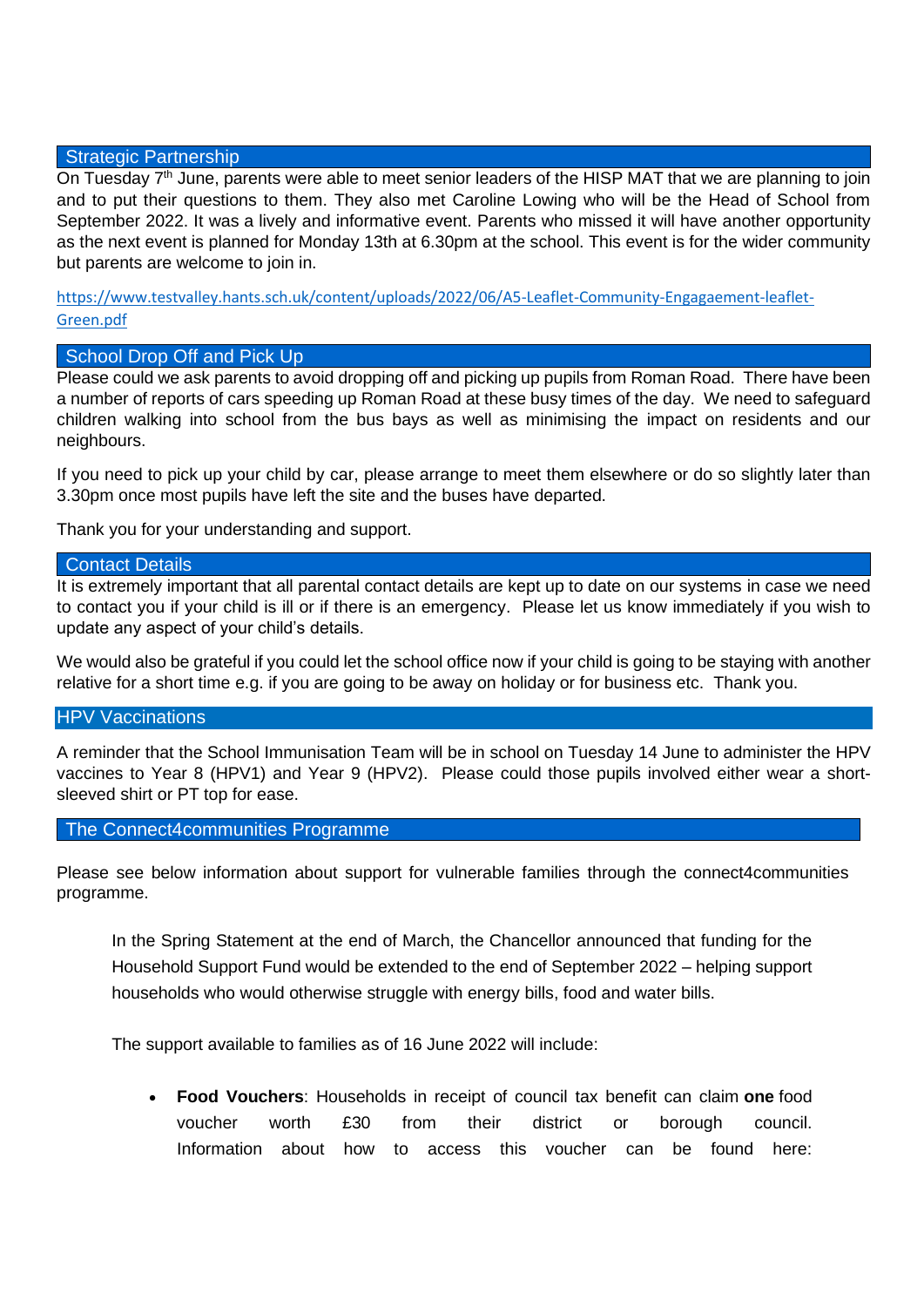## Strategic Partnership

On Tuesday 7th June, parents were able to meet senior leaders of the HISP MAT that we are planning to join and to put their questions to them. They also met Caroline Lowing who will be the Head of School from September 2022. It was a lively and informative event. Parents who missed it will have another opportunity as the next event is planned for Monday 13th at 6.30pm at the school. This event is for the wider community but parents are welcome to join in.

https://www.testvalley.hants.sch.uk/content/uploads/2022/06/A5-Leaflet-Community-Engagaement-leaflet-Green.pdf

## School Drop Off and Pick Up

Please could we ask parents to avoid dropping off and picking up pupils from Roman Road. There have been a number of reports of cars speeding up Roman Road at these busy times of the day. We need to safeguard children walking into school from the bus bays as well as minimising the impact on residents and our neighbours.

If you need to pick up your child by car, please arrange to meet them elsewhere or do so slightly later than 3.30pm once most pupils have left the site and the buses have departed.

Thank you for your understanding and support.

## Contact Details

It is extremely important that all parental contact details are kept up to date on our systems in case we need to contact you if your child is ill or if there is an emergency. Please let us know immediately if you wish to update any aspect of your child's details.

We would also be grateful if you could let the school office now if your child is going to be staying with another relative for a short time e.g. if you are going to be away on holiday or for business etc. Thank you.

## HPV Vaccinations

A reminder that the School Immunisation Team will be in school on Tuesday 14 June to administer the HPV vaccines to Year 8 (HPV1) and Year 9 (HPV2). Please could those pupils involved either wear a short-sleeved shirt or PT top for ease.

## The Connect4communities Programme

Please see below information about support for vulnerable families through the connect4communities programme.

> In the Spring Statement at the end of March, the Chancellor announced that funding for the Household Support Fund would be extended to the end of September 2022 – helping support households who would otherwise struggle with energy bills, food and water bills.
>
> The support available to families as of 16 June 2022 will include:
>
> - **Food Vouchers**: Households in receipt of council tax benefit can claim **one** food voucher worth £30 from their district or borough council. Information about how to access this voucher can be found here: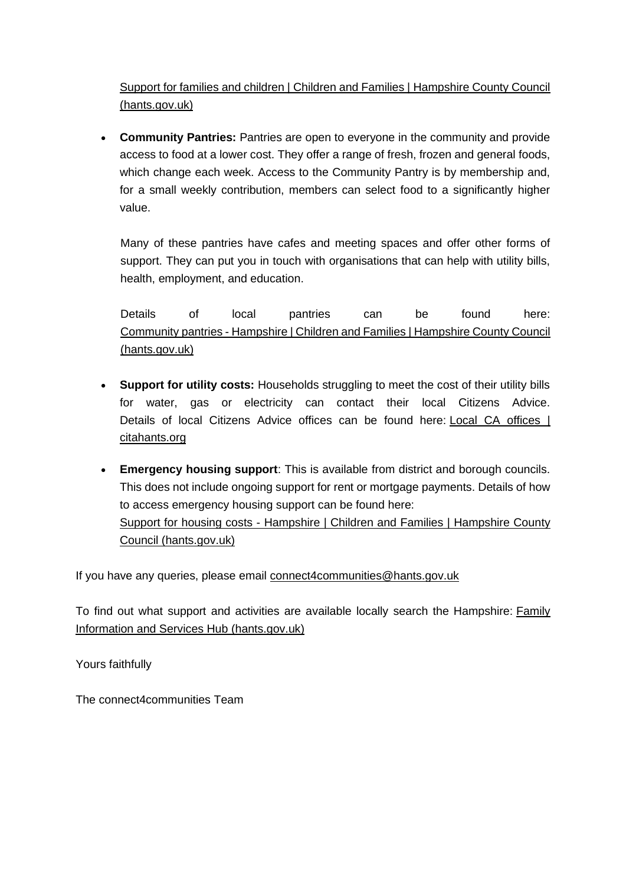Support for families and children | Children and Families | Hampshire County Council (hants.gov.uk)

- **Community Pantries:** Pantries are open to everyone in the community and provide access to food at a lower cost. They offer a range of fresh, frozen and general foods, which change each week. Access to the Community Pantry is by membership and, for a small weekly contribution, members can select food to a significantly higher value.

  Many of these pantries have cafes and meeting spaces and offer other forms of support. They can put you in touch with organisations that can help with utility bills, health, employment, and education.

  Details of local pantries can be found here: Community pantries - Hampshire | Children and Families | Hampshire County Council (hants.gov.uk)

- **Support for utility costs:** Households struggling to meet the cost of their utility bills for water, gas or electricity can contact their local Citizens Advice. Details of local Citizens Advice offices can be found here: Local CA offices | citahants.org

- **Emergency housing support**: This is available from district and borough councils. This does not include ongoing support for rent or mortgage payments. Details of how to access emergency housing support can be found here: Support for housing costs - Hampshire | Children and Families | Hampshire County Council (hants.gov.uk)

If you have any queries, please email connect4communities@hants.gov.uk

To find out what support and activities are available locally search the Hampshire: Family Information and Services Hub (hants.gov.uk)

Yours faithfully

The connect4communities Team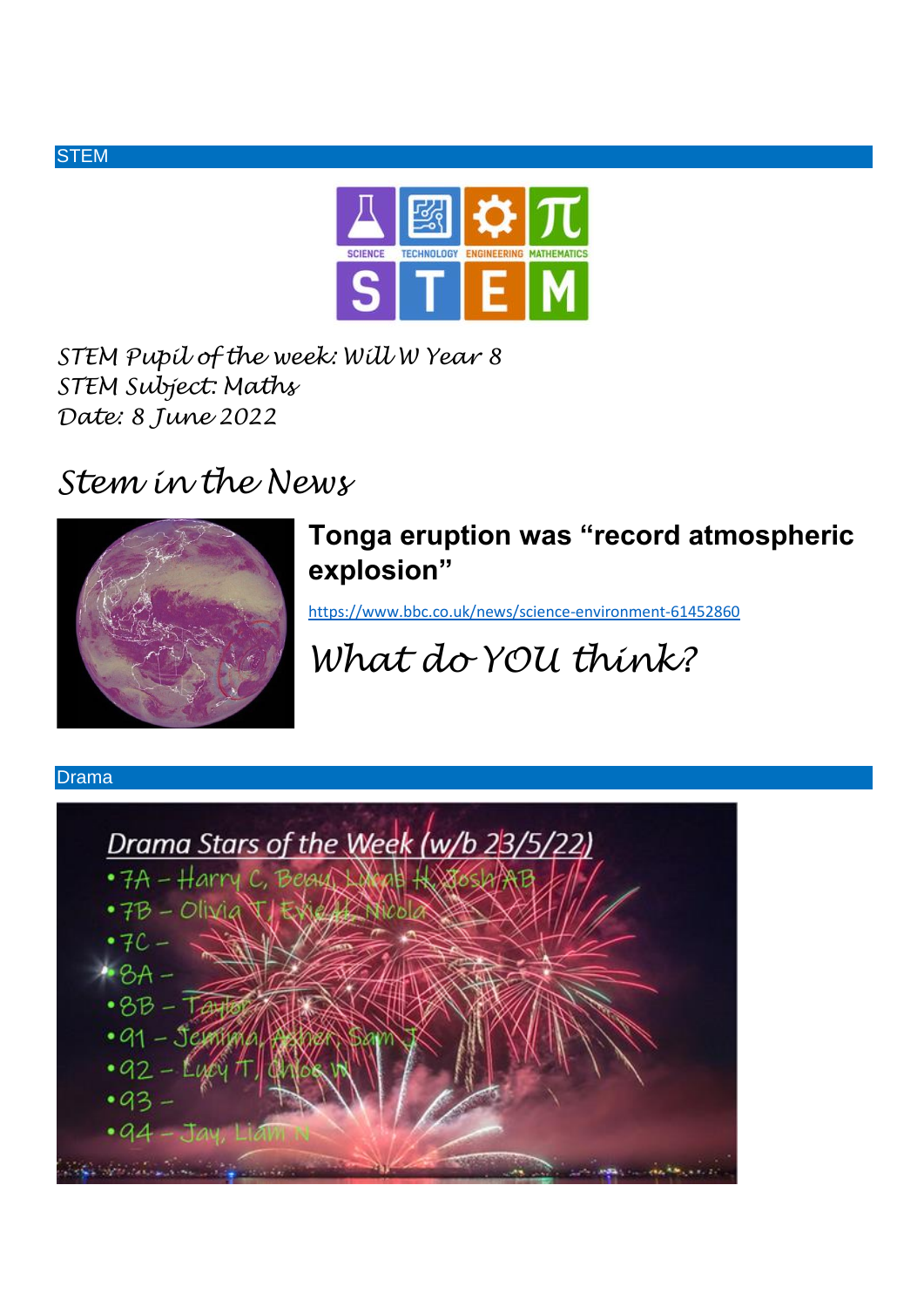## STEM

STEM Pupil of the week: Will W Year 8
STEM Subject: Maths
Date: 8 June 2022

## Stem in the News

### Tonga eruption was "record atmospheric explosion"

https://www.bbc.co.uk/news/science-environment-61452860

*What do YOU think?*

## Drama

Drama Stars of the Week (w/b 23/5/22)

- 7A – Harry C, Beau, Lucas H, Josh AB
- 7B – Olivia T, Evie H, Nicola
- 7C –
- 8A –
- 8B – Taylor
- 91 – Jemima, Asher, Sam J
- 92 – Lucy T, Chloe W
- 93 –
- 94 – Jay, Liam N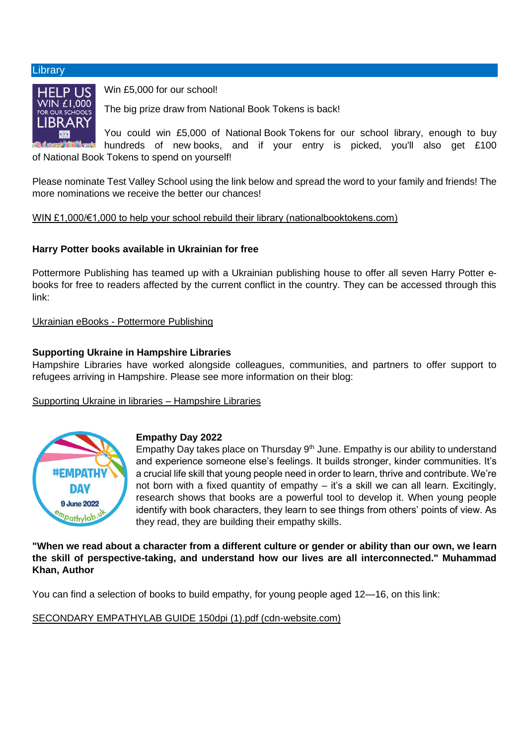## Library

Win £5,000 for our school!

The big prize draw from National Book Tokens is back!

You could win £5,000 of National Book Tokens for our school library, enough to buy hundreds of new books, and if your entry is picked, you'll also get £100 of National Book Tokens to spend on yourself!

Please nominate Test Valley School using the link below and spread the word to your family and friends! The more nominations we receive the better our chances!

WIN £1,000/€1,000 to help your school rebuild their library (nationalbooktokens.com)

**Harry Potter books available in Ukrainian for free**

Pottermore Publishing has teamed up with a Ukrainian publishing house to offer all seven Harry Potter e-books for free to readers affected by the current conflict in the country. They can be accessed through this link:

Ukrainian eBooks - Pottermore Publishing

**Supporting Ukraine in Hampshire Libraries**

Hampshire Libraries have worked alongside colleagues, communities, and partners to offer support to refugees arriving in Hampshire. Please see more information on their blog:

Supporting Ukraine in libraries – Hampshire Libraries

**Empathy Day 2022**

Empathy Day takes place on Thursday 9th June. Empathy is our ability to understand and experience someone else's feelings. It builds stronger, kinder communities. It's a crucial life skill that young people need in order to learn, thrive and contribute. We're not born with a fixed quantity of empathy – it's a skill we can all learn. Excitingly, research shows that books are a powerful tool to develop it. When young people identify with book characters, they learn to see things from others' points of view. As they read, they are building their empathy skills.

**"When we read about a character from a different culture or gender or ability than our own, we learn the skill of perspective-taking, and understand how our lives are all interconnected." Muhammad Khan, Author**

You can find a selection of books to build empathy, for young people aged 12—16, on this link:

SECONDARY EMPATHYLAB GUIDE 150dpi (1).pdf (cdn-website.com)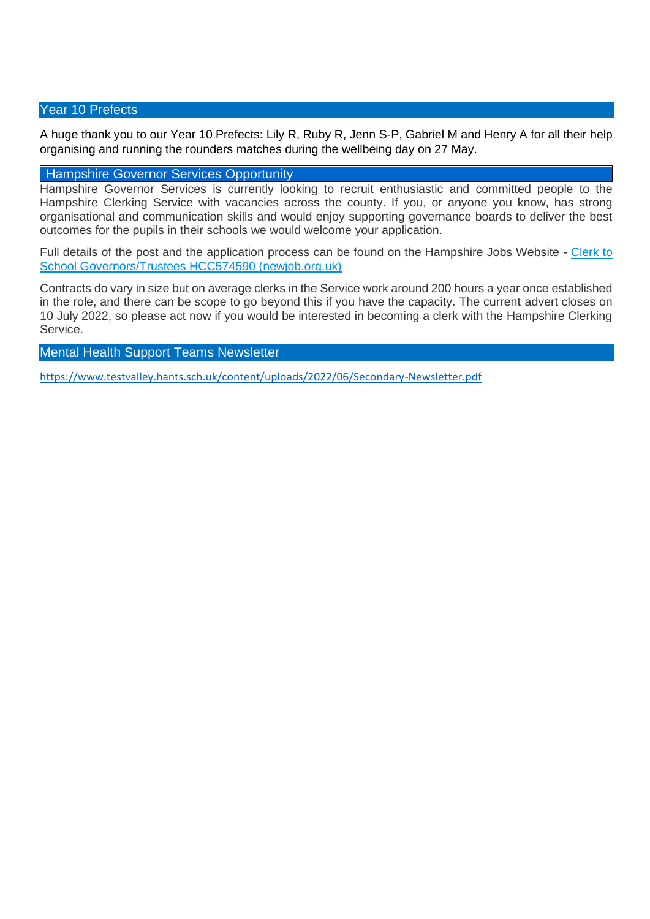## Year 10 Prefects

A huge thank you to our Year 10 Prefects: Lily R, Ruby R, Jenn S-P, Gabriel M and Henry A for all their help organising and running the rounders matches during the wellbeing day on 27 May.

## Hampshire Governor Services Opportunity

Hampshire Governor Services is currently looking to recruit enthusiastic and committed people to the Hampshire Clerking Service with vacancies across the county. If you, or anyone you know, has strong organisational and communication skills and would enjoy supporting governance boards to deliver the best outcomes for the pupils in their schools we would welcome your application.

Full details of the post and the application process can be found on the Hampshire Jobs Website - Clerk to School Governors/Trustees HCC574590 (newjob.org.uk)

Contracts do vary in size but on average clerks in the Service work around 200 hours a year once established in the role, and there can be scope to go beyond this if you have the capacity. The current advert closes on 10 July 2022, so please act now if you would be interested in becoming a clerk with the Hampshire Clerking Service.

## Mental Health Support Teams Newsletter

https://www.testvalley.hants.sch.uk/content/uploads/2022/06/Secondary-Newsletter.pdf